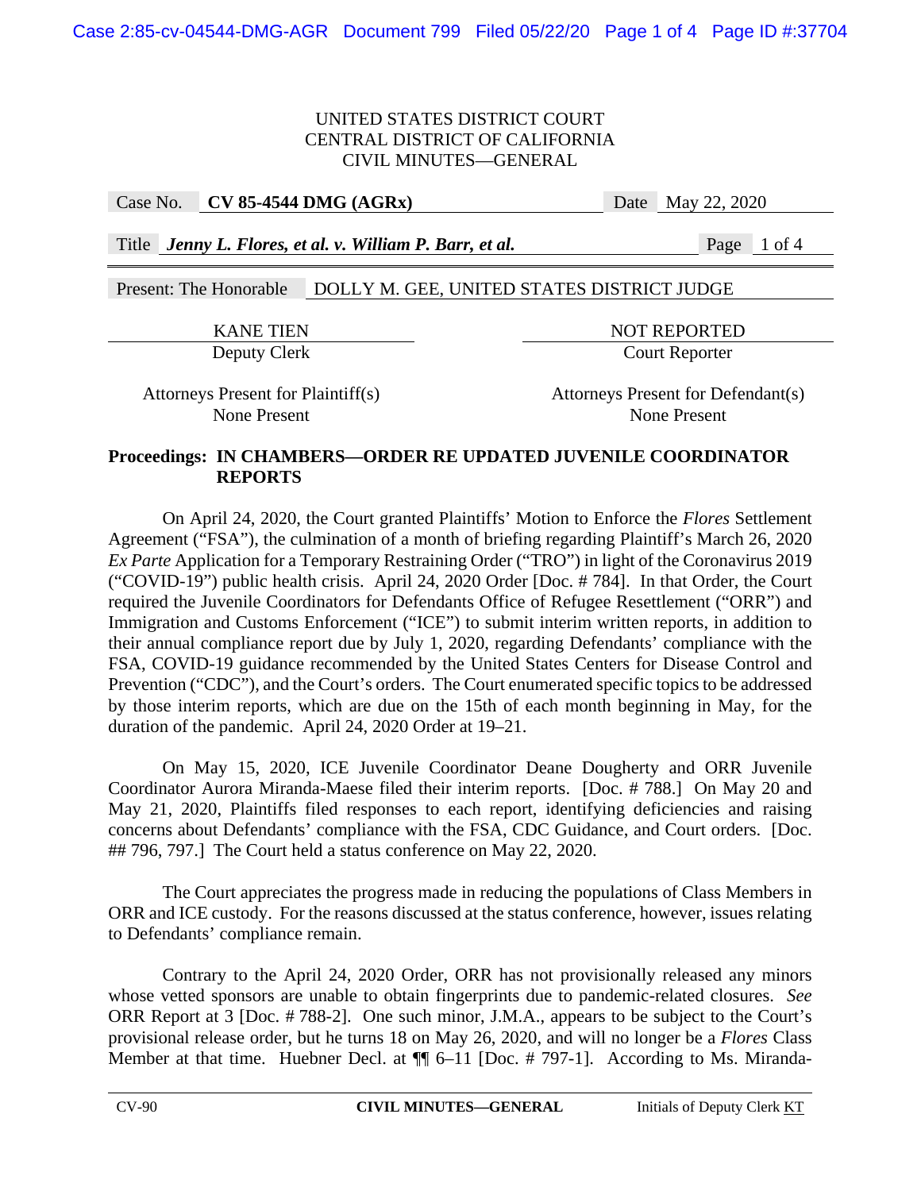UNITED STATES DISTRICT COURT
CENTRAL DISTRICT OF CALIFORNIA
CIVIL MINUTES—GENERAL

Case No. **CV 85-4544 DMG (AGRx)** Date May 22, 2020

Title ***Jenny L. Flores, et al. v. William P. Barr, et al.***

Present: The Honorable DOLLY M. GEE, UNITED STATES DISTRICT JUDGE

| KANE TIEN | NOT REPORTED |
| --- | --- |
| Deputy Clerk | Court Reporter |
| Attorneys Present for Plaintiff(s) | Attorneys Present for Defendant(s) |
| None Present | None Present |

**Proceedings: IN CHAMBERS—ORDER RE UPDATED JUVENILE COORDINATOR REPORTS**

On April 24, 2020, the Court granted Plaintiffs' Motion to Enforce the *Flores* Settlement Agreement ("FSA"), the culmination of a month of briefing regarding Plaintiff's March 26, 2020 *Ex Parte* Application for a Temporary Restraining Order ("TRO") in light of the Coronavirus 2019 ("COVID-19") public health crisis. April 24, 2020 Order [Doc. # 784]. In that Order, the Court required the Juvenile Coordinators for Defendants Office of Refugee Resettlement ("ORR") and Immigration and Customs Enforcement ("ICE") to submit interim written reports, in addition to their annual compliance report due by July 1, 2020, regarding Defendants' compliance with the FSA, COVID-19 guidance recommended by the United States Centers for Disease Control and Prevention ("CDC"), and the Court's orders. The Court enumerated specific topics to be addressed by those interim reports, which are due on the 15th of each month beginning in May, for the duration of the pandemic. April 24, 2020 Order at 19–21.

On May 15, 2020, ICE Juvenile Coordinator Deane Dougherty and ORR Juvenile Coordinator Aurora Miranda-Maese filed their interim reports. [Doc. # 788.] On May 20 and May 21, 2020, Plaintiffs filed responses to each report, identifying deficiencies and raising concerns about Defendants' compliance with the FSA, CDC Guidance, and Court orders. [Doc. ## 796, 797.] The Court held a status conference on May 22, 2020.

The Court appreciates the progress made in reducing the populations of Class Members in ORR and ICE custody. For the reasons discussed at the status conference, however, issues relating to Defendants' compliance remain.

Contrary to the April 24, 2020 Order, ORR has not provisionally released any minors whose vetted sponsors are unable to obtain fingerprints due to pandemic-related closures. *See* ORR Report at 3 [Doc. # 788-2]. One such minor, J.M.A., appears to be subject to the Court's provisional release order, but he turns 18 on May 26, 2020, and will no longer be a *Flores* Class Member at that time. Huebner Decl. at ¶¶ 6–11 [Doc. # 797-1]. According to Ms. Miranda-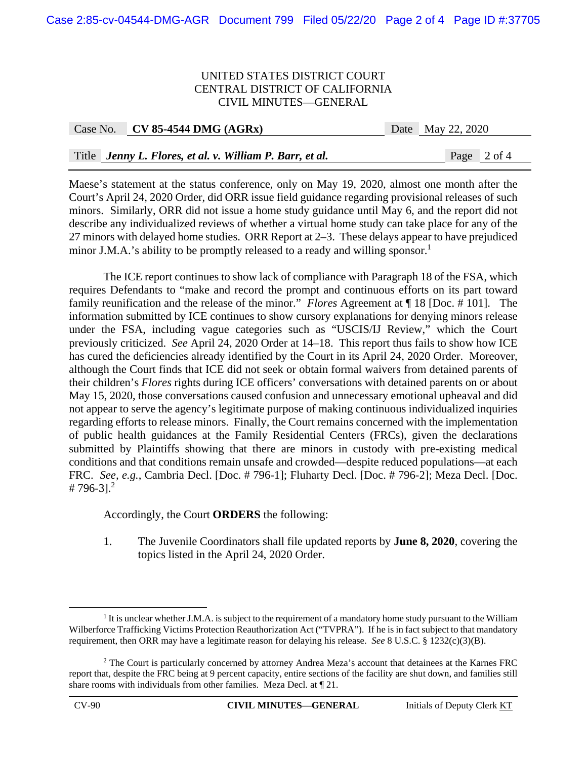Maese's statement at the status conference, only on May 19, 2020, almost one month after the Court's April 24, 2020 Order, did ORR issue field guidance regarding provisional releases of such minors. Similarly, ORR did not issue a home study guidance until May 6, and the report did not describe any individualized reviews of whether a virtual home study can take place for any of the 27 minors with delayed home studies. ORR Report at 2–3. These delays appear to have prejudiced minor J.M.A.'s ability to be promptly released to a ready and willing sponsor.[1]

The ICE report continues to show lack of compliance with Paragraph 18 of the FSA, which requires Defendants to "make and record the prompt and continuous efforts on its part toward family reunification and the release of the minor." *Flores* Agreement at ¶ 18 [Doc. # 101]. The information submitted by ICE continues to show cursory explanations for denying minors release under the FSA, including vague categories such as "USCIS/IJ Review," which the Court previously criticized. *See* April 24, 2020 Order at 14–18. This report thus fails to show how ICE has cured the deficiencies already identified by the Court in its April 24, 2020 Order. Moreover, although the Court finds that ICE did not seek or obtain formal waivers from detained parents of their children's *Flores* rights during ICE officers' conversations with detained parents on or about May 15, 2020, those conversations caused confusion and unnecessary emotional upheaval and did not appear to serve the agency's legitimate purpose of making continuous individualized inquiries regarding efforts to release minors. Finally, the Court remains concerned with the implementation of public health guidances at the Family Residential Centers (FRCs), given the declarations submitted by Plaintiffs showing that there are minors in custody with pre-existing medical conditions and that conditions remain unsafe and crowded—despite reduced populations—at each FRC. *See, e.g.*, Cambria Decl. [Doc. # 796-1]; Fluharty Decl. [Doc. # 796-2]; Meza Decl. [Doc. # 796-3].[2]

Accordingly, the Court **ORDERS** the following:

1. The Juvenile Coordinators shall file updated reports by **June 8, 2020**, covering the topics listed in the April 24, 2020 Order.

---

[1] It is unclear whether J.M.A. is subject to the requirement of a mandatory home study pursuant to the William Wilberforce Trafficking Victims Protection Reauthorization Act ("TVPRA"). If he is in fact subject to that mandatory requirement, then ORR may have a legitimate reason for delaying his release. *See* 8 U.S.C. § 1232(c)(3)(B).

[2] The Court is particularly concerned by attorney Andrea Meza's account that detainees at the Karnes FRC report that, despite the FRC being at 9 percent capacity, entire sections of the facility are shut down, and families still share rooms with individuals from other families. Meza Decl. at ¶ 21.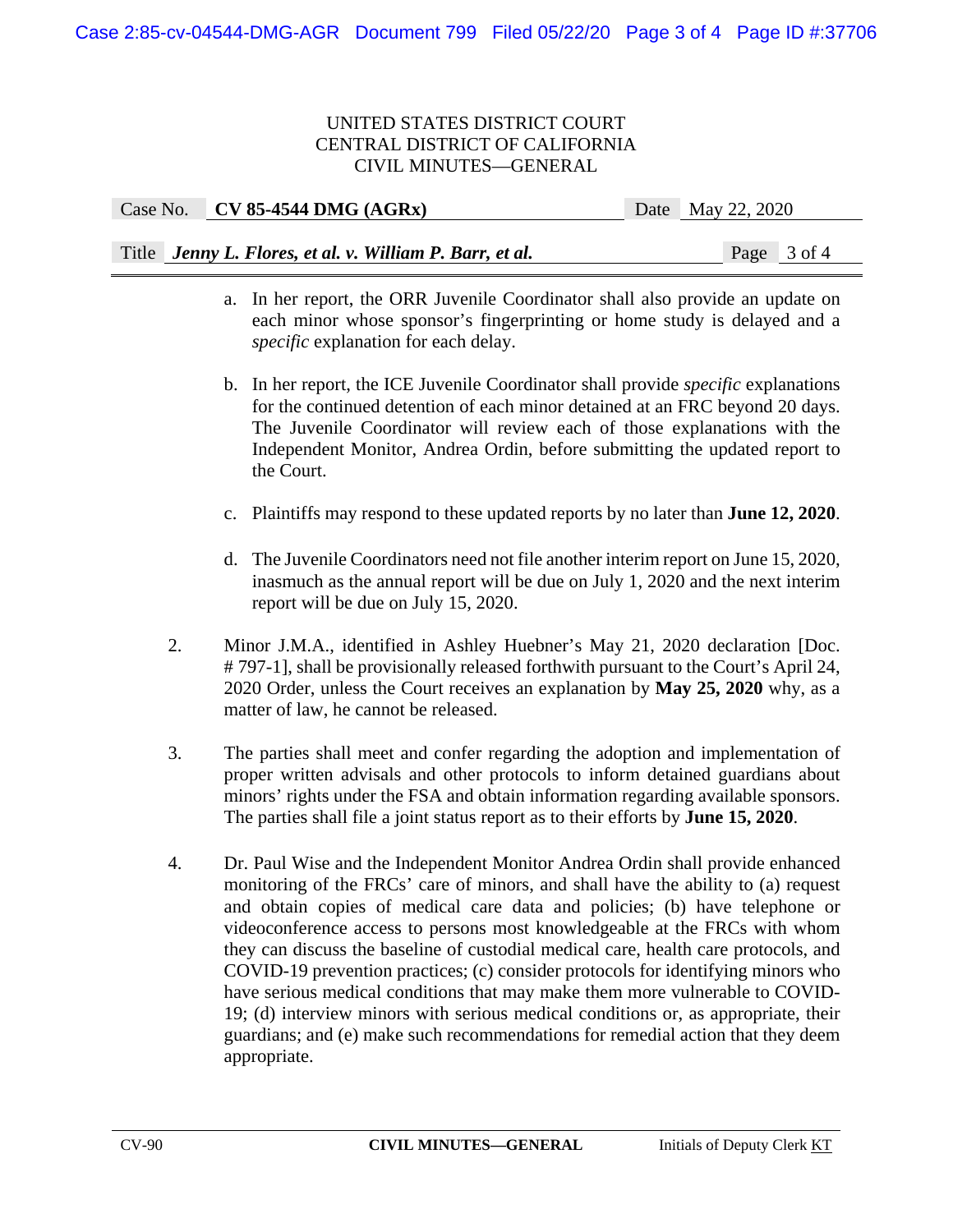a. In her report, the ORR Juvenile Coordinator shall also provide an update on each minor whose sponsor's fingerprinting or home study is delayed and a *specific* explanation for each delay.

b. In her report, the ICE Juvenile Coordinator shall provide *specific* explanations for the continued detention of each minor detained at an FRC beyond 20 days. The Juvenile Coordinator will review each of those explanations with the Independent Monitor, Andrea Ordin, before submitting the updated report to the Court.

c. Plaintiffs may respond to these updated reports by no later than **June 12, 2020**.

d. The Juvenile Coordinators need not file another interim report on June 15, 2020, inasmuch as the annual report will be due on July 1, 2020 and the next interim report will be due on July 15, 2020.

2. Minor J.M.A., identified in Ashley Huebner's May 21, 2020 declaration [Doc. # 797-1], shall be provisionally released forthwith pursuant to the Court's April 24, 2020 Order, unless the Court receives an explanation by **May 25, 2020** why, as a matter of law, he cannot be released.

3. The parties shall meet and confer regarding the adoption and implementation of proper written advisals and other protocols to inform detained guardians about minors' rights under the FSA and obtain information regarding available sponsors. The parties shall file a joint status report as to their efforts by **June 15, 2020**.

4. Dr. Paul Wise and the Independent Monitor Andrea Ordin shall provide enhanced monitoring of the FRCs' care of minors, and shall have the ability to (a) request and obtain copies of medical care data and policies; (b) have telephone or videoconference access to persons most knowledgeable at the FRCs with whom they can discuss the baseline of custodial medical care, health care protocols, and COVID-19 prevention practices; (c) consider protocols for identifying minors who have serious medical conditions that may make them more vulnerable to COVID-19; (d) interview minors with serious medical conditions or, as appropriate, their guardians; and (e) make such recommendations for remedial action that they deem appropriate.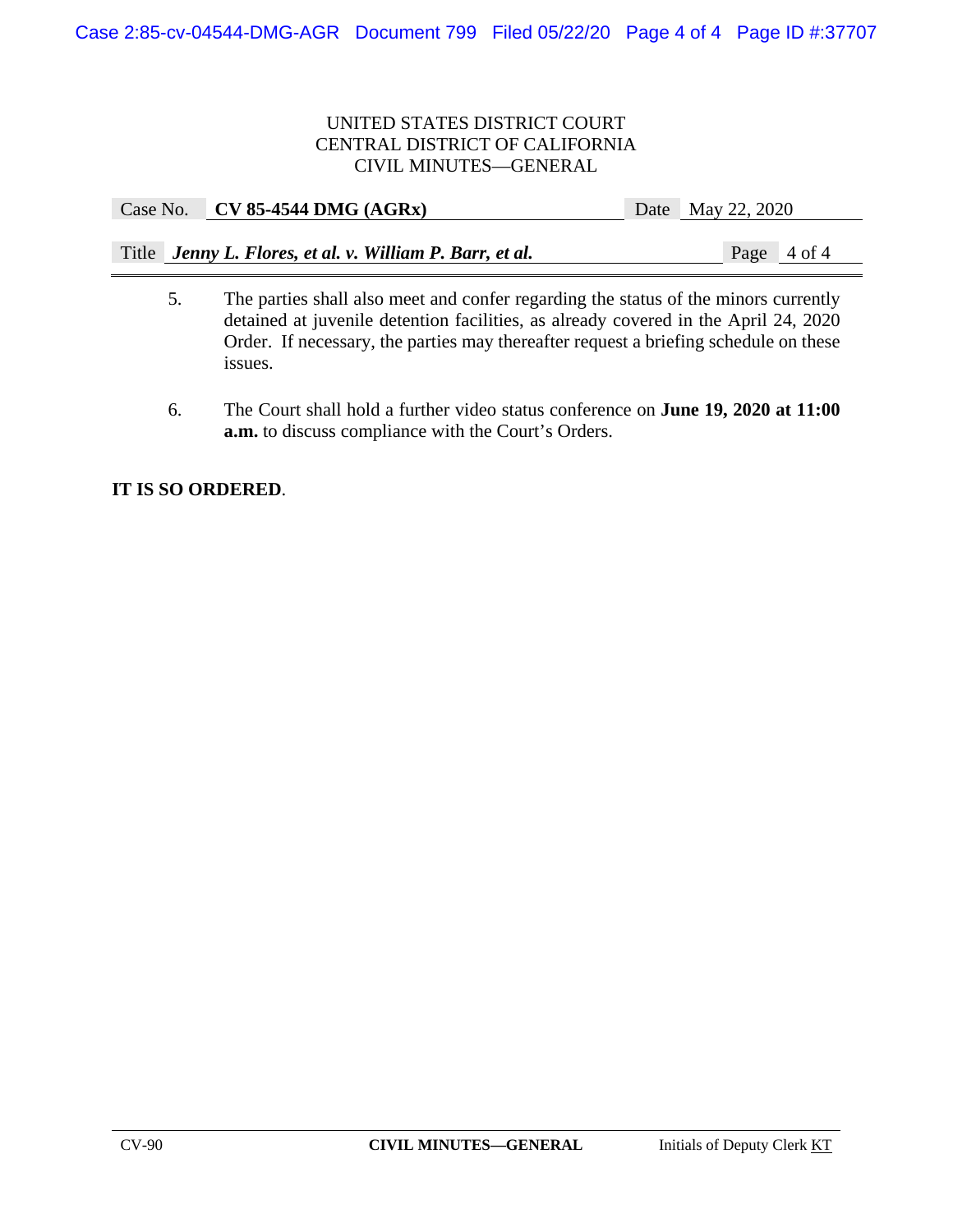5. The parties shall also meet and confer regarding the status of the minors currently detained at juvenile detention facilities, as already covered in the April 24, 2020 Order. If necessary, the parties may thereafter request a briefing schedule on these issues.

6. The Court shall hold a further video status conference on **June 19, 2020 at 11:00 a.m.** to discuss compliance with the Court's Orders.

**IT IS SO ORDERED**.